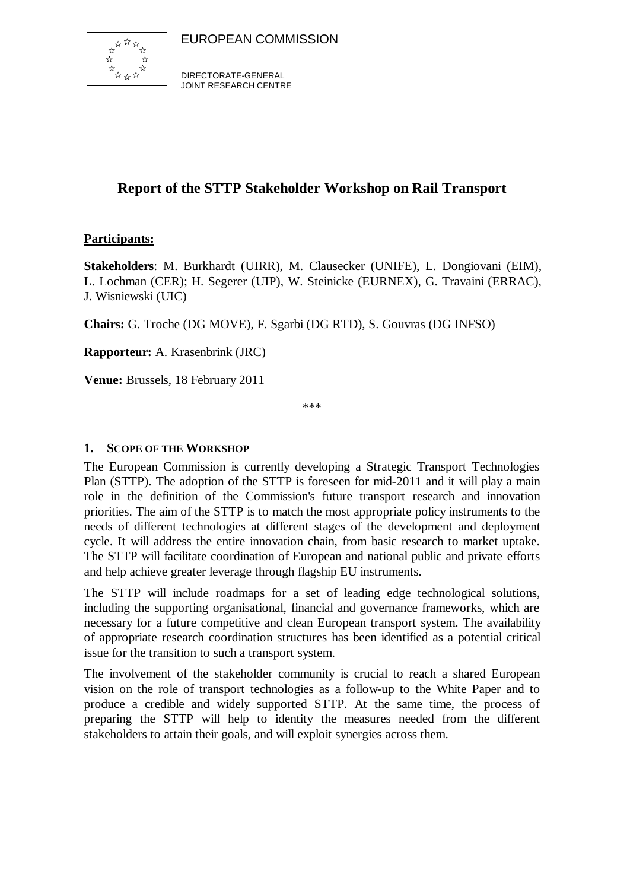EUROPEAN COMMISSION

DIRECTORATE-GENERAL
JOINT RESEARCH CENTRE

# Report of the STTP Stakeholder Workshop on Rail Transport

**Participants:**

**Stakeholders**: M. Burkhardt (UIRR), M. Clausecker (UNIFE), L. Dongiovani (EIM), L. Lochman (CER); H. Segerer (UIP), W. Steinicke (EURNEX), G. Travaini (ERRAC), J. Wisniewski (UIC)

**Chairs:** G. Troche (DG MOVE), F. Sgarbi (DG RTD), S. Gouvras (DG INFSO)

**Rapporteur:** A. Krasenbrink (JRC)

**Venue:** Brussels, 18 February 2011

***

## 1. Scope of the Workshop

The European Commission is currently developing a Strategic Transport Technologies Plan (STTP). The adoption of the STTP is foreseen for mid-2011 and it will play a main role in the definition of the Commission's future transport research and innovation priorities. The aim of the STTP is to match the most appropriate policy instruments to the needs of different technologies at different stages of the development and deployment cycle. It will address the entire innovation chain, from basic research to market uptake. The STTP will facilitate coordination of European and national public and private efforts and help achieve greater leverage through flagship EU instruments.

The STTP will include roadmaps for a set of leading edge technological solutions, including the supporting organisational, financial and governance frameworks, which are necessary for a future competitive and clean European transport system. The availability of appropriate research coordination structures has been identified as a potential critical issue for the transition to such a transport system.

The involvement of the stakeholder community is crucial to reach a shared European vision on the role of transport technologies as a follow-up to the White Paper and to produce a credible and widely supported STTP. At the same time, the process of preparing the STTP will help to identity the measures needed from the different stakeholders to attain their goals, and will exploit synergies across them.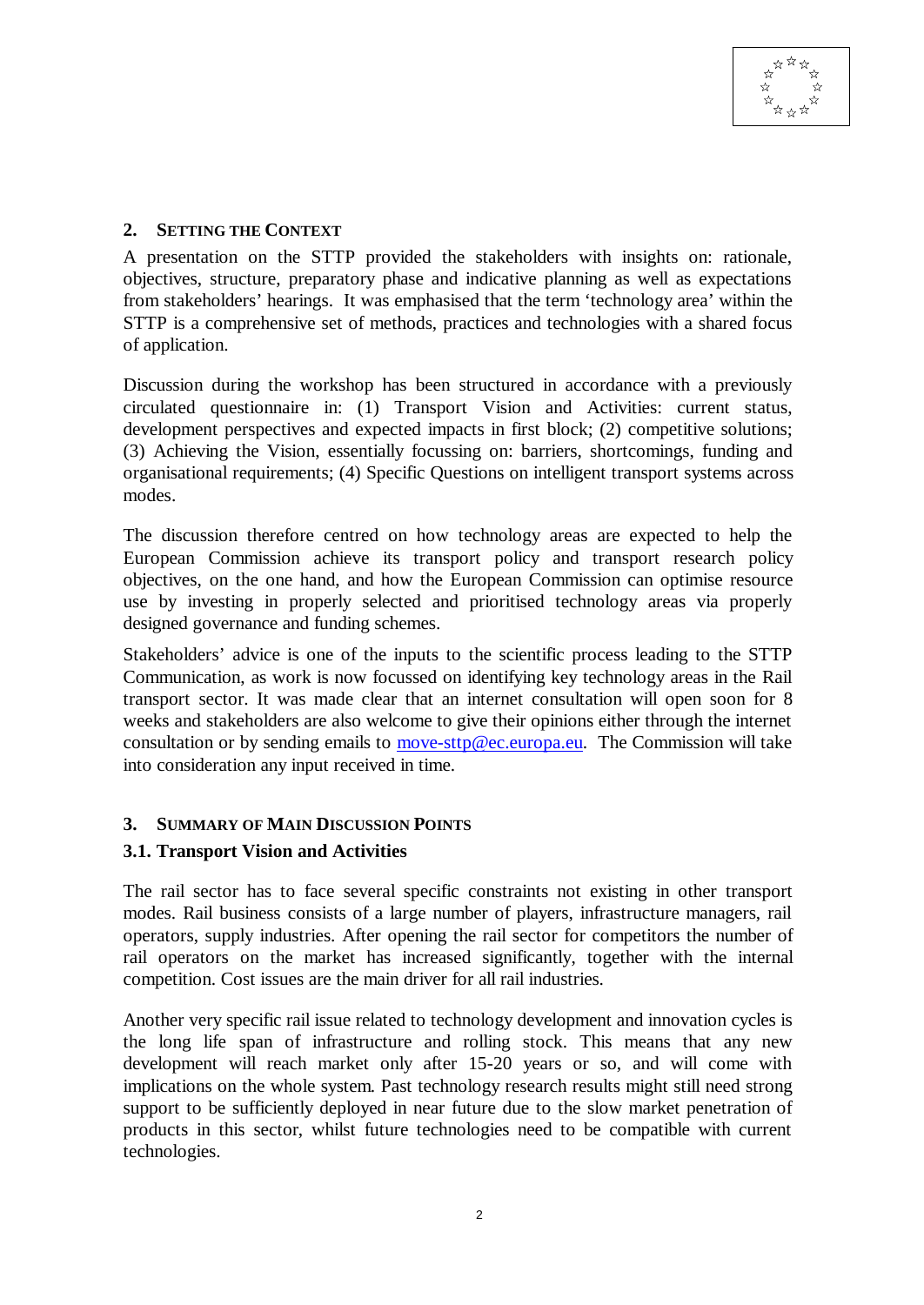## 2. SETTING THE CONTEXT

A presentation on the STTP provided the stakeholders with insights on: rationale, objectives, structure, preparatory phase and indicative planning as well as expectations from stakeholders' hearings. It was emphasised that the term 'technology area' within the STTP is a comprehensive set of methods, practices and technologies with a shared focus of application.

Discussion during the workshop has been structured in accordance with a previously circulated questionnaire in: (1) Transport Vision and Activities: current status, development perspectives and expected impacts in first block; (2) competitive solutions; (3) Achieving the Vision, essentially focussing on: barriers, shortcomings, funding and organisational requirements; (4) Specific Questions on intelligent transport systems across modes.

The discussion therefore centred on how technology areas are expected to help the European Commission achieve its transport policy and transport research policy objectives, on the one hand, and how the European Commission can optimise resource use by investing in properly selected and prioritised technology areas via properly designed governance and funding schemes.

Stakeholders' advice is one of the inputs to the scientific process leading to the STTP Communication, as work is now focussed on identifying key technology areas in the Rail transport sector. It was made clear that an internet consultation will open soon for 8 weeks and stakeholders are also welcome to give their opinions either through the internet consultation or by sending emails to move-sttp@ec.europa.eu. The Commission will take into consideration any input received in time.

## 3. SUMMARY OF MAIN DISCUSSION POINTS

### 3.1. Transport Vision and Activities

The rail sector has to face several specific constraints not existing in other transport modes. Rail business consists of a large number of players, infrastructure managers, rail operators, supply industries. After opening the rail sector for competitors the number of rail operators on the market has increased significantly, together with the internal competition. Cost issues are the main driver for all rail industries.

Another very specific rail issue related to technology development and innovation cycles is the long life span of infrastructure and rolling stock. This means that any new development will reach market only after 15-20 years or so, and will come with implications on the whole system. Past technology research results might still need strong support to be sufficiently deployed in near future due to the slow market penetration of products in this sector, whilst future technologies need to be compatible with current technologies.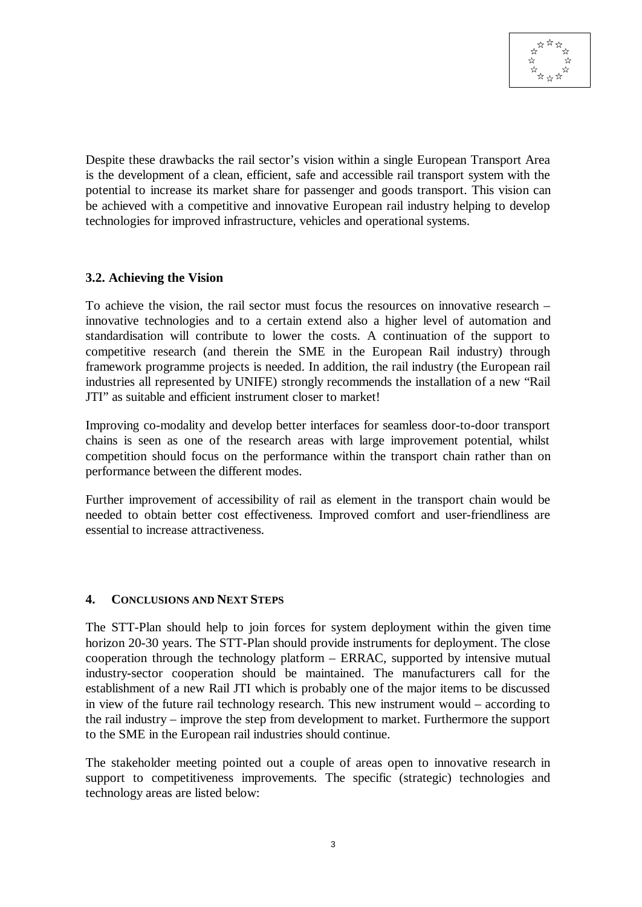Despite these drawbacks the rail sector's vision within a single European Transport Area is the development of a clean, efficient, safe and accessible rail transport system with the potential to increase its market share for passenger and goods transport. This vision can be achieved with a competitive and innovative European rail industry helping to develop technologies for improved infrastructure, vehicles and operational systems.

### 3.2. Achieving the Vision

To achieve the vision, the rail sector must focus the resources on innovative research – innovative technologies and to a certain extend also a higher level of automation and standardisation will contribute to lower the costs. A continuation of the support to competitive research (and therein the SME in the European Rail industry) through framework programme projects is needed. In addition, the rail industry (the European rail industries all represented by UNIFE) strongly recommends the installation of a new "Rail JTI" as suitable and efficient instrument closer to market!

Improving co-modality and develop better interfaces for seamless door-to-door transport chains is seen as one of the research areas with large improvement potential, whilst competition should focus on the performance within the transport chain rather than on performance between the different modes.

Further improvement of accessibility of rail as element in the transport chain would be needed to obtain better cost effectiveness. Improved comfort and user-friendliness are essential to increase attractiveness.

## 4. Conclusions and Next Steps

The STT-Plan should help to join forces for system deployment within the given time horizon 20-30 years. The STT-Plan should provide instruments for deployment. The close cooperation through the technology platform – ERRAC, supported by intensive mutual industry-sector cooperation should be maintained. The manufacturers call for the establishment of a new Rail JTI which is probably one of the major items to be discussed in view of the future rail technology research. This new instrument would – according to the rail industry – improve the step from development to market. Furthermore the support to the SME in the European rail industries should continue.

The stakeholder meeting pointed out a couple of areas open to innovative research in support to competitiveness improvements. The specific (strategic) technologies and technology areas are listed below: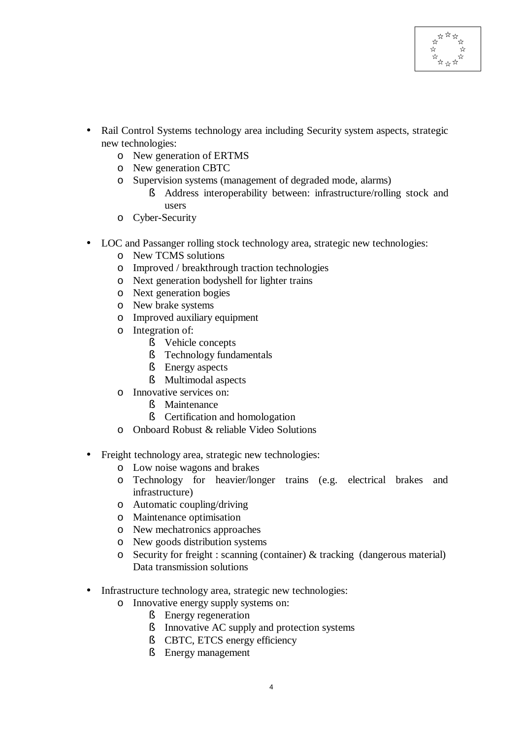- Rail Control Systems technology area including Security system aspects, strategic new technologies:
    - New generation of ERTMS
    - New generation CBTC
    - Supervision systems (management of degraded mode, alarms)
        - Address interoperability between: infrastructure/rolling stock and users
    - Cyber-Security

- LOC and Passanger rolling stock technology area, strategic new technologies:
    - New TCMS solutions
    - Improved / breakthrough traction technologies
    - Next generation bodyshell for lighter trains
    - Next generation bogies
    - New brake systems
    - Improved auxiliary equipment
    - Integration of:
        - Vehicle concepts
        - Technology fundamentals
        - Energy aspects
        - Multimodal aspects
    - Innovative services on:
        - Maintenance
        - Certification and homologation
    - Onboard Robust & reliable Video Solutions

- Freight technology area, strategic new technologies:
    - Low noise wagons and brakes
    - Technology for heavier/longer trains (e.g. electrical brakes and infrastructure)
    - Automatic coupling/driving
    - Maintenance optimisation
    - New mechatronics approaches
    - New goods distribution systems
    - Security for freight : scanning (container) & tracking (dangerous material) Data transmission solutions

- Infrastructure technology area, strategic new technologies:
    - Innovative energy supply systems on:
        - Energy regeneration
        - Innovative AC supply and protection systems
        - CBTC, ETCS energy efficiency
        - Energy management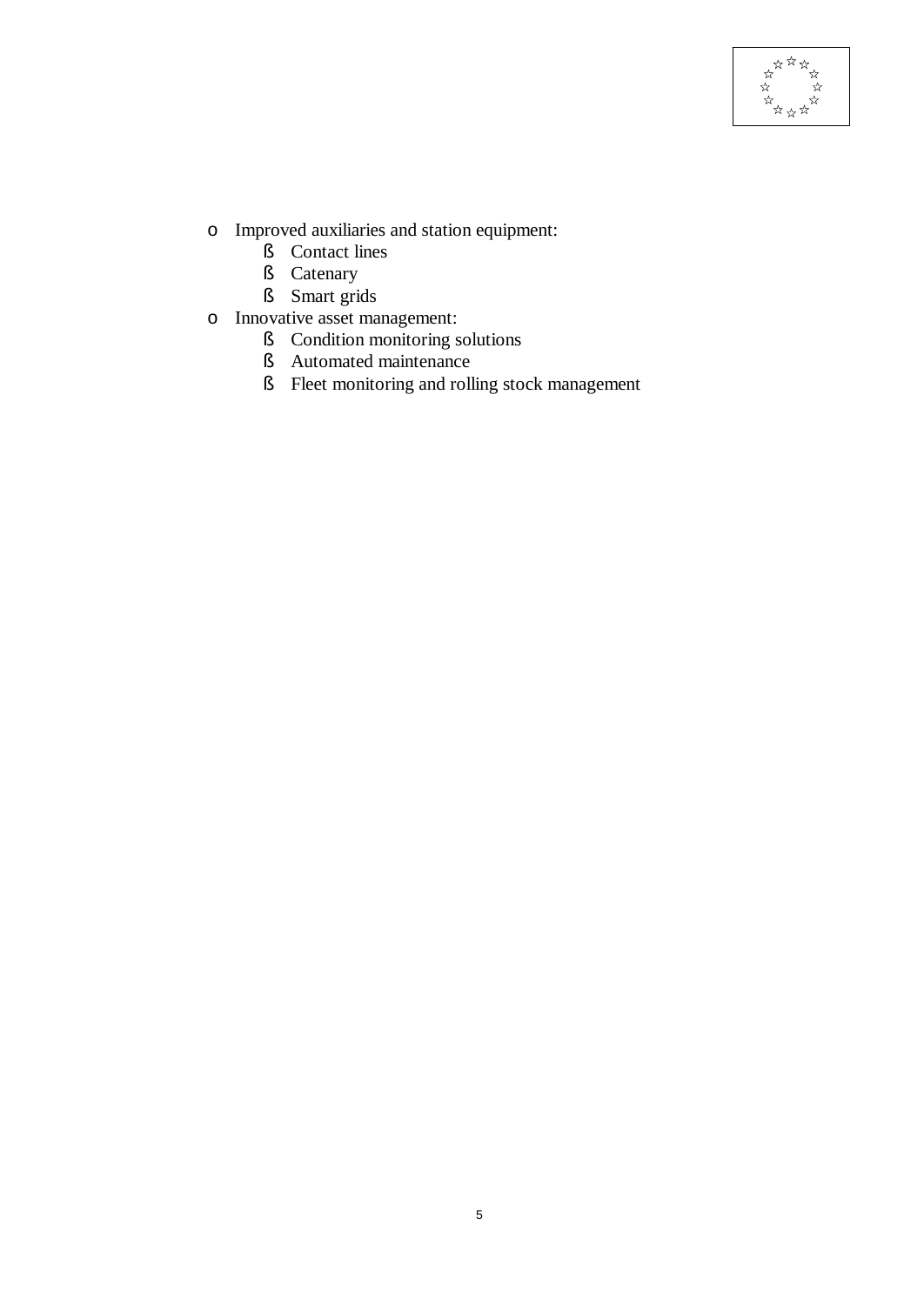- Improved auxiliaries and station equipment:
  - Contact lines
  - Catenary
  - Smart grids
- Innovative asset management:
  - Condition monitoring solutions
  - Automated maintenance
  - Fleet monitoring and rolling stock management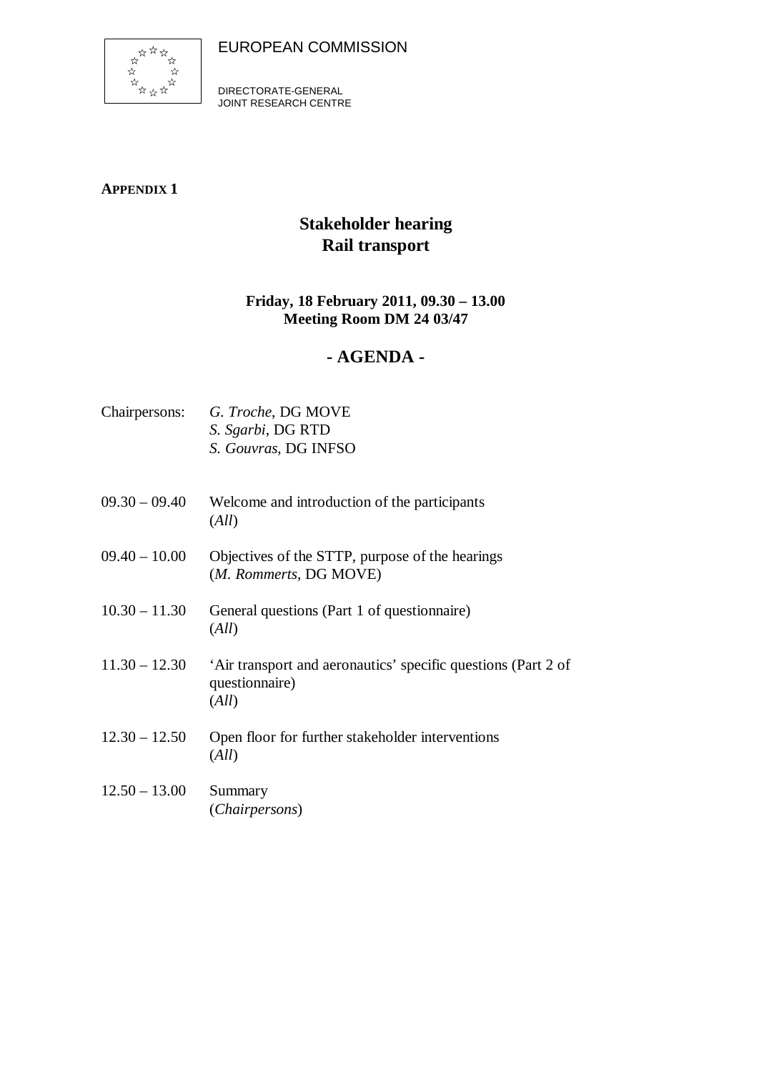EUROPEAN COMMISSION

DIRECTORATE-GENERAL
JOINT RESEARCH CENTRE

**APPENDIX 1**

## Stakeholder hearing
## Rail transport

**Friday, 18 February 2011, 09.30 – 13.00**
**Meeting Room DM 24 03/47**

## - AGENDA -

Chairpersons: *G. Troche*, DG MOVE
*S. Sgarbi*, DG RTD
*S. Gouvras*, DG INFSO

09.30 – 09.40 Welcome and introduction of the participants
(*All*)

09.40 – 10.00 Objectives of the STTP, purpose of the hearings
(*M. Rommerts*, DG MOVE)

10.30 – 11.30 General questions (Part 1 of questionnaire)
(*All*)

11.30 – 12.30 'Air transport and aeronautics' specific questions (Part 2 of questionnaire)
(*All*)

12.30 – 12.50 Open floor for further stakeholder interventions
(*All*)

12.50 – 13.00 Summary
(*Chairpersons*)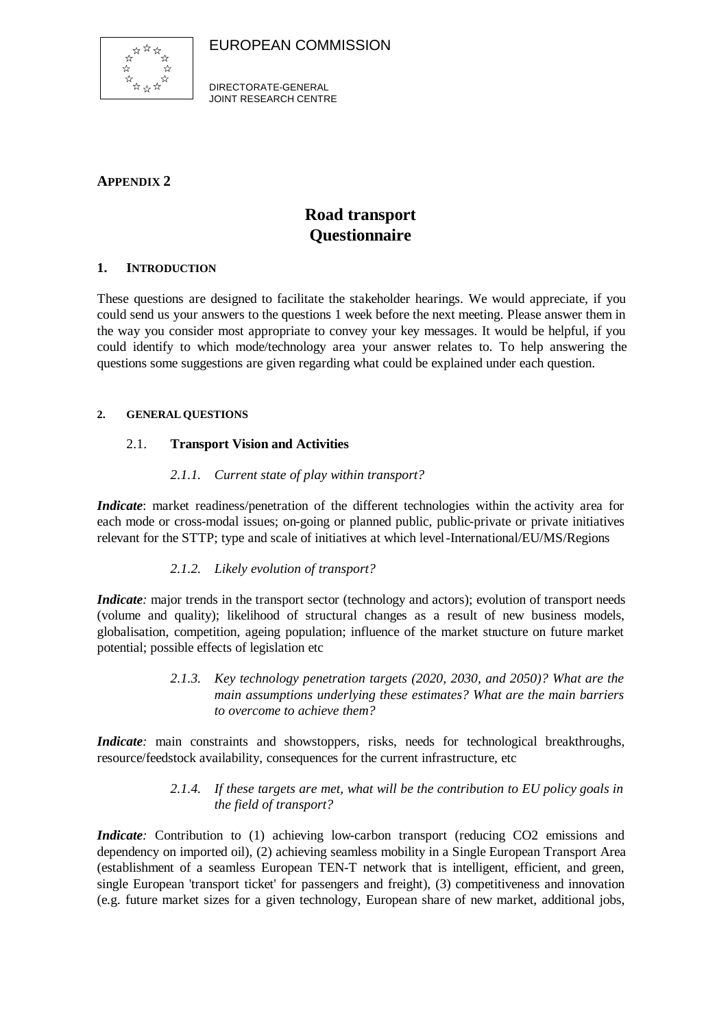EUROPEAN COMMISSION

DIRECTORATE-GENERAL
JOINT RESEARCH CENTRE

**APPENDIX 2**

# Road transport
# Questionnaire

## 1. INTRODUCTION

These questions are designed to facilitate the stakeholder hearings. We would appreciate, if you could send us your answers to the questions 1 week before the next meeting. Please answer them in the way you consider most appropriate to convey your key messages. It would be helpful, if you could identify to which mode/technology area your answer relates to. To help answering the questions some suggestions are given regarding what could be explained under each question.

## 2. GENERAL QUESTIONS

### 2.1. Transport Vision and Activities

#### *2.1.1. Current state of play within transport?*

***Indicate***: market readiness/penetration of the different technologies within the activity area for each mode or cross-modal issues; on-going or planned public, public-private or private initiatives relevant for the STTP; type and scale of initiatives at which level-International/EU/MS/Regions

#### *2.1.2. Likely evolution of transport?*

***Indicate:*** major trends in the transport sector (technology and actors); evolution of transport needs (volume and quality); likelihood of structural changes as a result of new business models, globalisation, competition, ageing population; influence of the market stucture on future market potential; possible effects of legislation etc

#### *2.1.3. Key technology penetration targets (2020, 2030, and 2050)? What are the main assumptions underlying these estimates? What are the main barriers to overcome to achieve them?*

***Indicate:*** main constraints and showstoppers, risks, needs for technological breakthroughs, resource/feedstock availability, consequences for the current infrastructure, etc

#### *2.1.4. If these targets are met, what will be the contribution to EU policy goals in the field of transport?*

***Indicate:*** Contribution to (1) achieving low-carbon transport (reducing CO2 emissions and dependency on imported oil), (2) achieving seamless mobility in a Single European Transport Area (establishment of a seamless European TEN-T network that is intelligent, efficient, and green, single European 'transport ticket' for passengers and freight), (3) competitiveness and innovation (e.g. future market sizes for a given technology, European share of new market, additional jobs,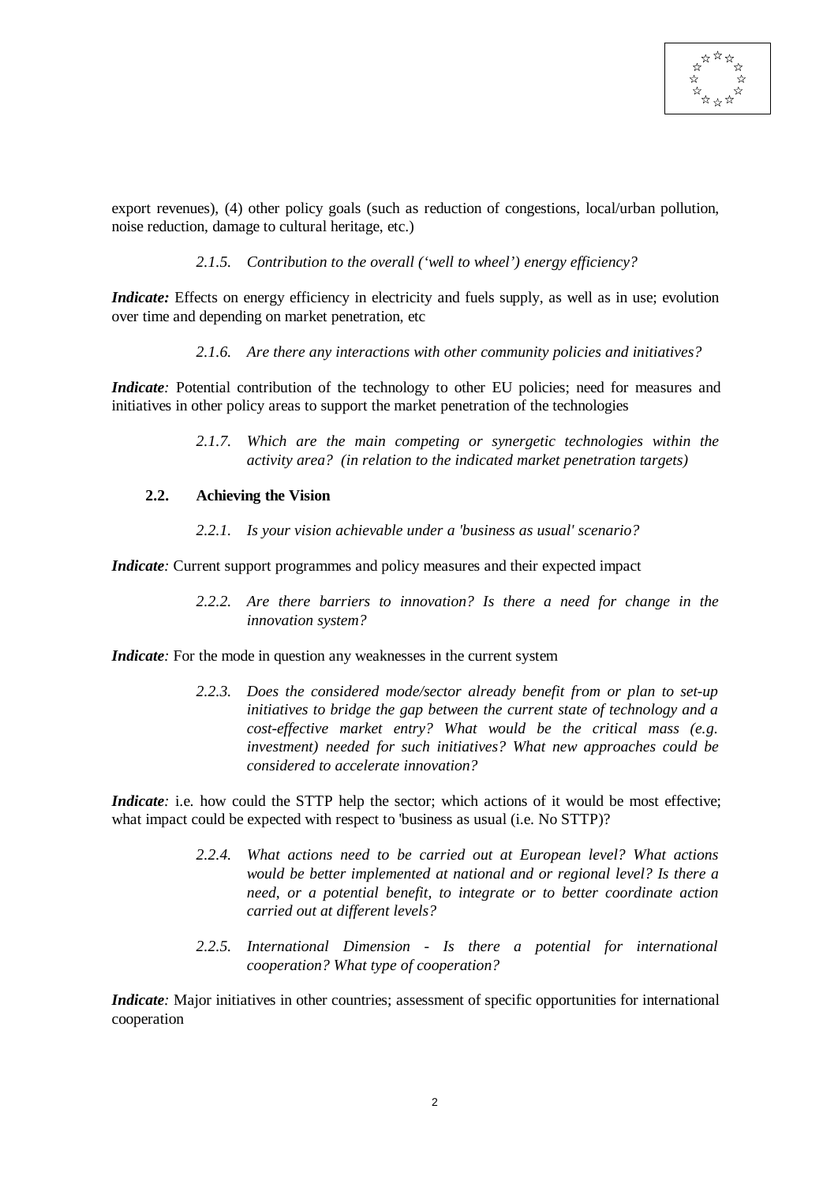export revenues), (4) other policy goals (such as reduction of congestions, local/urban pollution, noise reduction, damage to cultural heritage, etc.)

#### *2.1.5. Contribution to the overall ('well to wheel') energy efficiency?*

***Indicate:*** Effects on energy efficiency in electricity and fuels supply, as well as in use; evolution over time and depending on market penetration, etc

#### *2.1.6. Are there any interactions with other community policies and initiatives?*

***Indicate:*** Potential contribution of the technology to other EU policies; need for measures and initiatives in other policy areas to support the market penetration of the technologies

#### *2.1.7. Which are the main competing or synergetic technologies within the activity area? (in relation to the indicated market penetration targets)*

### 2.2. Achieving the Vision

#### *2.2.1. Is your vision achievable under a 'business as usual' scenario?*

***Indicate:*** Current support programmes and policy measures and their expected impact

#### *2.2.2. Are there barriers to innovation? Is there a need for change in the innovation system?*

***Indicate:*** For the mode in question any weaknesses in the current system

#### *2.2.3. Does the considered mode/sector already benefit from or plan to set-up initiatives to bridge the gap between the current state of technology and a cost-effective market entry? What would be the critical mass (e.g. investment) needed for such initiatives? What new approaches could be considered to accelerate innovation?*

***Indicate:*** i.e. how could the STTP help the sector; which actions of it would be most effective; what impact could be expected with respect to 'business as usual (i.e. No STTP)?

#### *2.2.4. What actions need to be carried out at European level? What actions would be better implemented at national and or regional level? Is there a need, or a potential benefit, to integrate or to better coordinate action carried out at different levels?*

#### *2.2.5. International Dimension - Is there a potential for international cooperation? What type of cooperation?*

***Indicate:*** Major initiatives in other countries; assessment of specific opportunities for international cooperation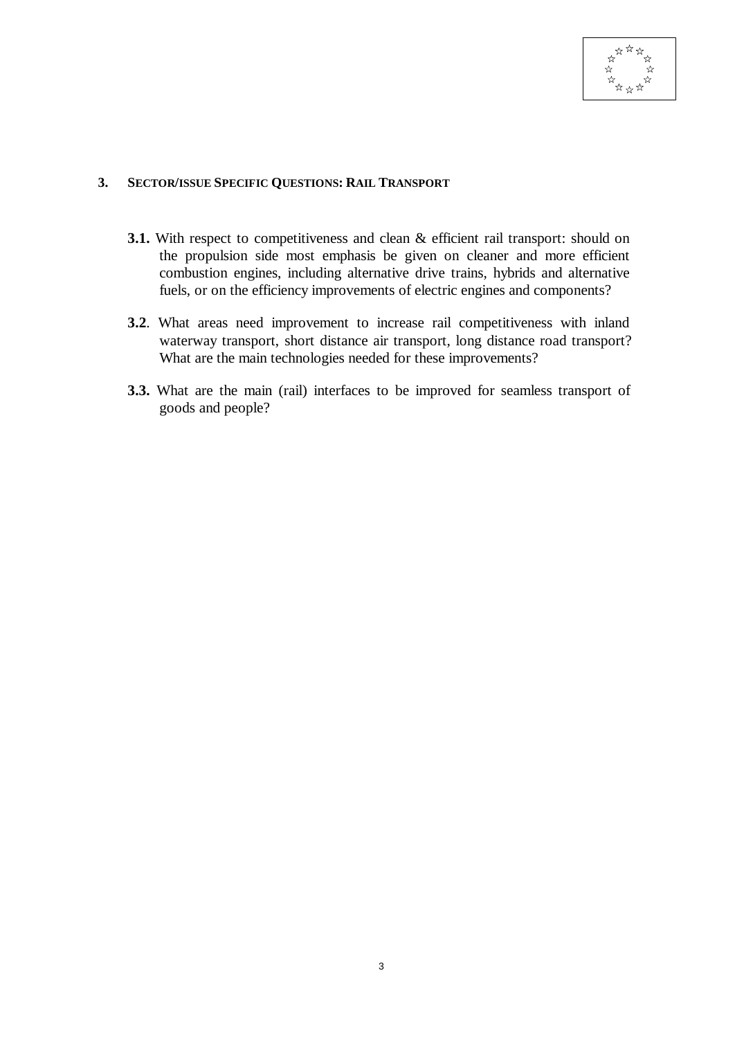## 3. SECTOR/ISSUE SPECIFIC QUESTIONS: RAIL TRANSPORT

**3.1.** With respect to competitiveness and clean & efficient rail transport: should on the propulsion side most emphasis be given on cleaner and more efficient combustion engines, including alternative drive trains, hybrids and alternative fuels, or on the efficiency improvements of electric engines and components?

**3.2**. What areas need improvement to increase rail competitiveness with inland waterway transport, short distance air transport, long distance road transport? What are the main technologies needed for these improvements?

**3.3.** What are the main (rail) interfaces to be improved for seamless transport of goods and people?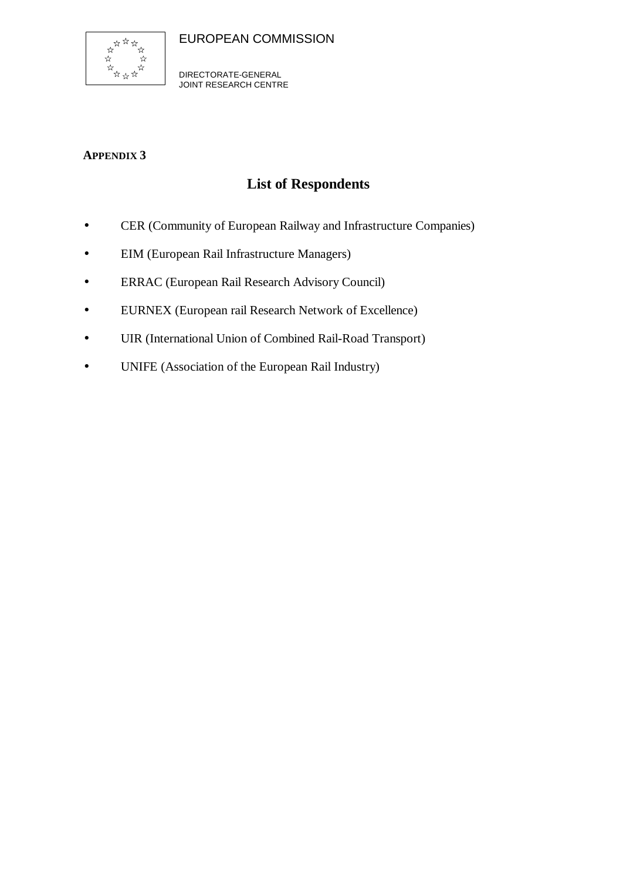EUROPEAN COMMISSION

DIRECTORATE-GENERAL
JOINT RESEARCH CENTRE

**APPENDIX 3**

# List of Respondents

- CER (Community of European Railway and Infrastructure Companies)
- EIM (European Rail Infrastructure Managers)
- ERRAC (European Rail Research Advisory Council)
- EURNEX (European rail Research Network of Excellence)
- UIR (International Union of Combined Rail-Road Transport)
- UNIFE (Association of the European Rail Industry)